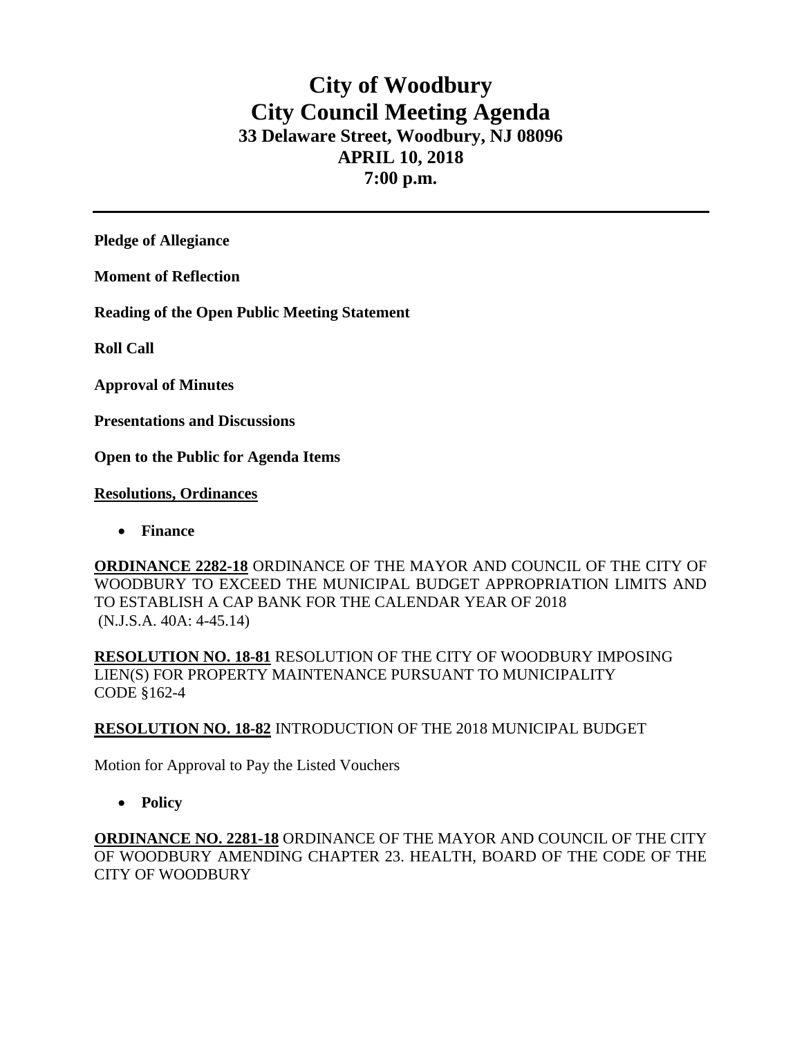# City of Woodbury
# City Council Meeting Agenda
### 33 Delaware Street, Woodbury, NJ 08096
### APRIL 10, 2018
### 7:00 p.m.

---

**Pledge of Allegiance**

**Moment of Reflection**

**Reading of the Open Public Meeting Statement**

**Roll Call**

**Approval of Minutes**

**Presentations and Discussions**

**Open to the Public for Agenda Items**

**Resolutions, Ordinances**

- **Finance**

**ORDINANCE 2282-18** ORDINANCE OF THE MAYOR AND COUNCIL OF THE CITY OF WOODBURY TO EXCEED THE MUNICIPAL BUDGET APPROPRIATION LIMITS AND TO ESTABLISH A CAP BANK FOR THE CALENDAR YEAR OF 2018 (N.J.S.A. 40A: 4-45.14)

**RESOLUTION NO. 18-81** RESOLUTION OF THE CITY OF WOODBURY IMPOSING LIEN(S) FOR PROPERTY MAINTENANCE PURSUANT TO MUNICIPALITY CODE §162-4

**RESOLUTION NO. 18-82** INTRODUCTION OF THE 2018 MUNICIPAL BUDGET

Motion for Approval to Pay the Listed Vouchers

- **Policy**

**ORDINANCE NO. 2281-18** ORDINANCE OF THE MAYOR AND COUNCIL OF THE CITY OF WOODBURY AMENDING CHAPTER 23. HEALTH, BOARD OF THE CODE OF THE CITY OF WOODBURY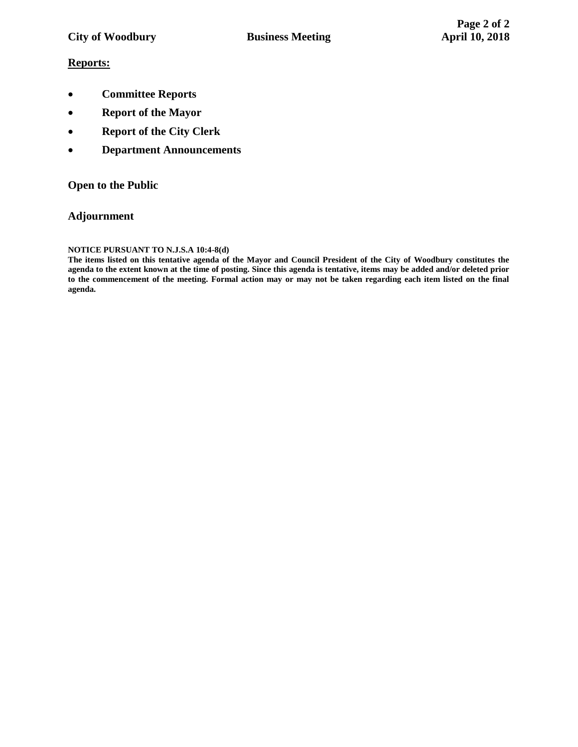## Reports:

- **Committee Reports**
- **Report of the Mayor**
- **Report of the City Clerk**
- **Department Announcements**

## Open to the Public

## Adjournment

**NOTICE PURSUANT TO N.J.S.A 10:4-8(d)**
**The items listed on this tentative agenda of the Mayor and Council President of the City of Woodbury constitutes the agenda to the extent known at the time of posting. Since this agenda is tentative, items may be added and/or deleted prior to the commencement of the meeting. Formal action may or may not be taken regarding each item listed on the final agenda.**